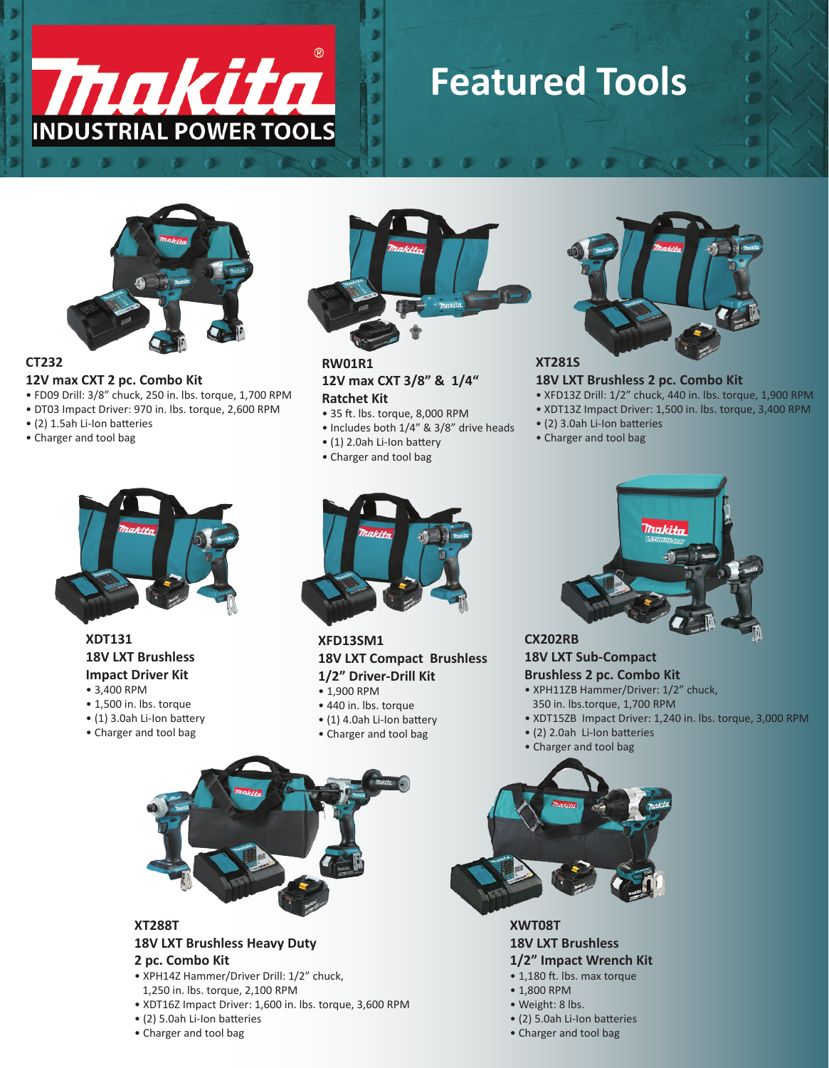# Makita® INDUSTRIAL POWER TOOLS

# Featured Tools

### CT232
**12V max CXT 2 pc. Combo Kit**
- FD09 Drill: 3/8" chuck, 250 in. lbs. torque, 1,700 RPM
- DT03 Impact Driver: 970 in. lbs. torque, 2,600 RPM
- (2) 1.5ah Li-Ion batteries
- Charger and tool bag

### RW01R1
**12V max CXT 3/8" & 1/4" Ratchet Kit**
- 35 ft. lbs. torque, 8,000 RPM
- Includes both 1/4" & 3/8" drive heads
- (1) 2.0ah Li-Ion battery
- Charger and tool bag

### XT281S
**18V LXT Brushless 2 pc. Combo Kit**
- XFD13Z Drill: 1/2" chuck, 440 in. lbs. torque, 1,900 RPM
- XDT13Z Impact Driver: 1,500 in. lbs. torque, 3,400 RPM
- (2) 3.0ah Li-Ion batteries
- Charger and tool bag

### XDT131
**18V LXT Brushless Impact Driver Kit**
- 3,400 RPM
- 1,500 in. lbs. torque
- (1) 3.0ah Li-Ion battery
- Charger and tool bag

### XFD13SM1
**18V LXT Compact Brushless 1/2" Driver-Drill Kit**
- 1,900 RPM
- 440 in. lbs. torque
- (1) 4.0ah Li-Ion battery
- Charger and tool bag

### CX202RB
**18V LXT Sub-Compact Brushless 2 pc. Combo Kit**
- XPH11ZB Hammer/Driver: 1/2" chuck, 350 in. lbs.torque, 1,700 RPM
- XDT15ZB Impact Driver: 1,240 in. lbs. torque, 3,000 RPM
- (2) 2.0ah Li-Ion batteries
- Charger and tool bag

### XT288T
**18V LXT Brushless Heavy Duty 2 pc. Combo Kit**
- XPH14Z Hammer/Driver Drill: 1/2" chuck, 1,250 in. lbs. torque, 2,100 RPM
- XDT16Z Impact Driver: 1,600 in. lbs. torque, 3,600 RPM
- (2) 5.0ah Li-Ion batteries
- Charger and tool bag

### XWT08T
**18V LXT Brushless 1/2" Impact Wrench Kit**
- 1,180 ft. lbs. max torque
- 1,800 RPM
- Weight: 8 lbs.
- (2) 5.0ah Li-Ion batteries
- Charger and tool bag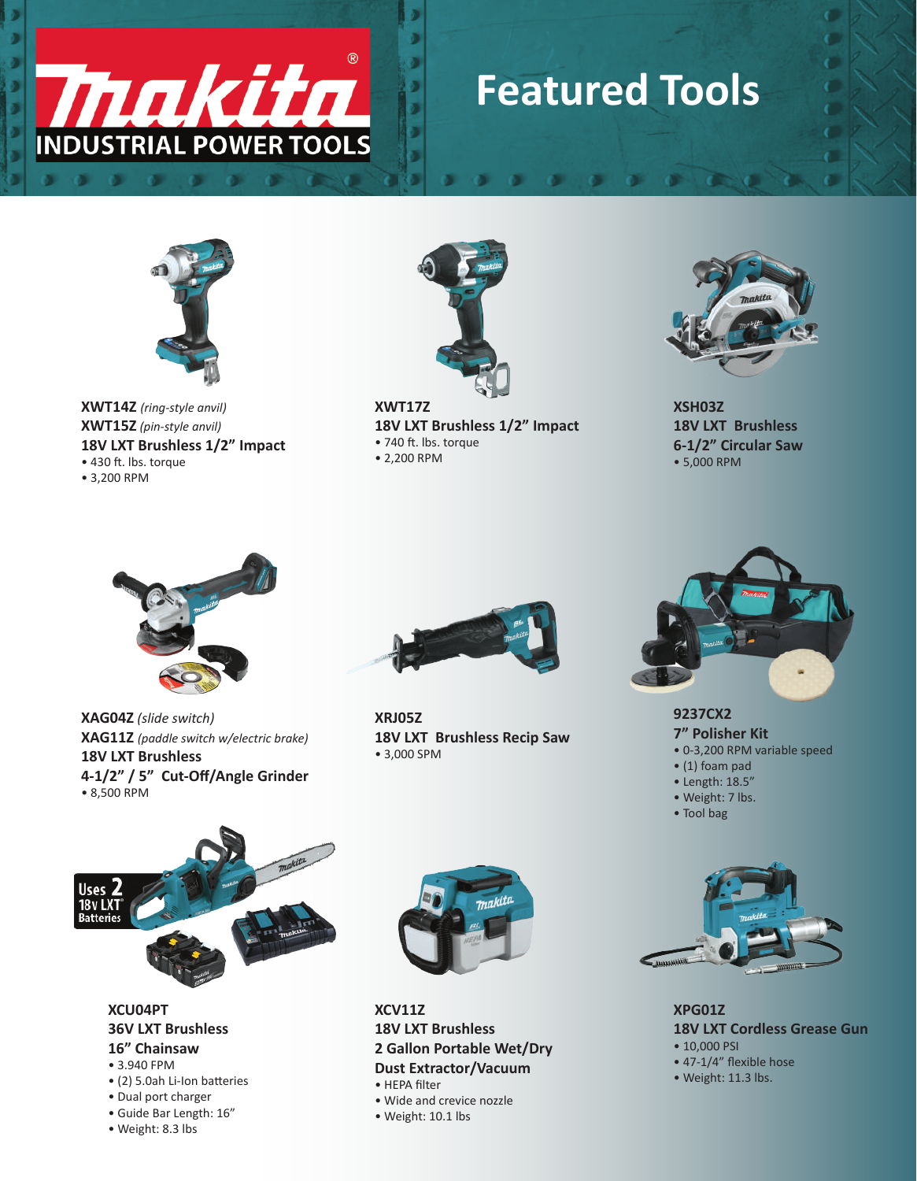# Makita INDUSTRIAL POWER TOOLS

# Featured Tools

**XWT14Z** *(ring-style anvil)*
**XWT15Z** *(pin-style anvil)*
**18V LXT Brushless 1/2" Impact**
- 430 ft. lbs. torque
- 3,200 RPM

**XWT17Z**
**18V LXT Brushless 1/2" Impact**
- 740 ft. lbs. torque
- 2,200 RPM

**XSH03Z**
**18V LXT Brushless 6-1/2" Circular Saw**
- 5,000 RPM

**XAG04Z** *(slide switch)*
**XAG11Z** *(paddle switch w/electric brake)*
**18V LXT Brushless 4-1/2" / 5" Cut-Off/Angle Grinder**
- 8,500 RPM

**XRJ05Z**
**18V LXT Brushless Recip Saw**
- 3,000 SPM

**9237CX2**
**7" Polisher Kit**
- 0-3,200 RPM variable speed
- (1) foam pad
- Length: 18.5"
- Weight: 7 lbs.
- Tool bag

Uses 2 18V LXT Batteries

**XCU04PT**
**36V LXT Brushless 16" Chainsaw**
- 3.940 FPM
- (2) 5.0ah Li-Ion batteries
- Dual port charger
- Guide Bar Length: 16"
- Weight: 8.3 lbs

**XCV11Z**
**18V LXT Brushless 2 Gallon Portable Wet/Dry Dust Extractor/Vacuum**
- HEPA filter
- Wide and crevice nozzle
- Weight: 10.1 lbs

**XPG01Z**
**18V LXT Cordless Grease Gun**
- 10,000 PSI
- 47-1/4" flexible hose
- Weight: 11.3 lbs.